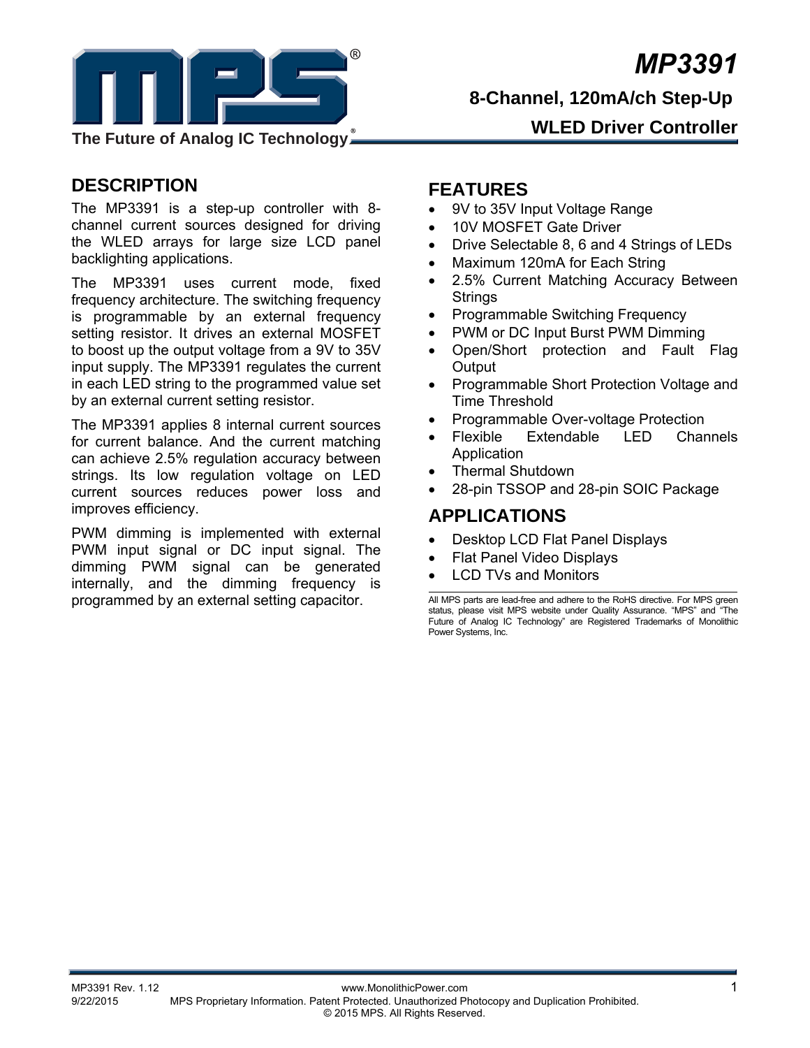# MP3391

## 8-Channel, 120mA/ch Step-Up WLED Driver Controller

The Future of Analog IC Technology®

## DESCRIPTION

The MP3391 is a step-up controller with 8-channel current sources designed for driving the WLED arrays for large size LCD panel backlighting applications.

The MP3391 uses current mode, fixed frequency architecture. The switching frequency is programmable by an external frequency setting resistor. It drives an external MOSFET to boost up the output voltage from a 9V to 35V input supply. The MP3391 regulates the current in each LED string to the programmed value set by an external current setting resistor.

The MP3391 applies 8 internal current sources for current balance. And the current matching can achieve 2.5% regulation accuracy between strings. Its low regulation voltage on LED current sources reduces power loss and improves efficiency.

PWM dimming is implemented with external PWM input signal or DC input signal. The dimming PWM signal can be generated internally, and the dimming frequency is programmed by an external setting capacitor.

## FEATURES

- 9V to 35V Input Voltage Range
- 10V MOSFET Gate Driver
- Drive Selectable 8, 6 and 4 Strings of LEDs
- Maximum 120mA for Each String
- 2.5% Current Matching Accuracy Between Strings
- Programmable Switching Frequency
- PWM or DC Input Burst PWM Dimming
- Open/Short protection and Fault Flag Output
- Programmable Short Protection Voltage and Time Threshold
- Programmable Over-voltage Protection
- Flexible Extendable LED Channels Application
- Thermal Shutdown
- 28-pin TSSOP and 28-pin SOIC Package

## APPLICATIONS

- Desktop LCD Flat Panel Displays
- Flat Panel Video Displays
- LCD TVs and Monitors

All MPS parts are lead-free and adhere to the RoHS directive. For MPS green status, please visit MPS website under Quality Assurance. "MPS" and "The Future of Analog IC Technology" are Registered Trademarks of Monolithic Power Systems, Inc.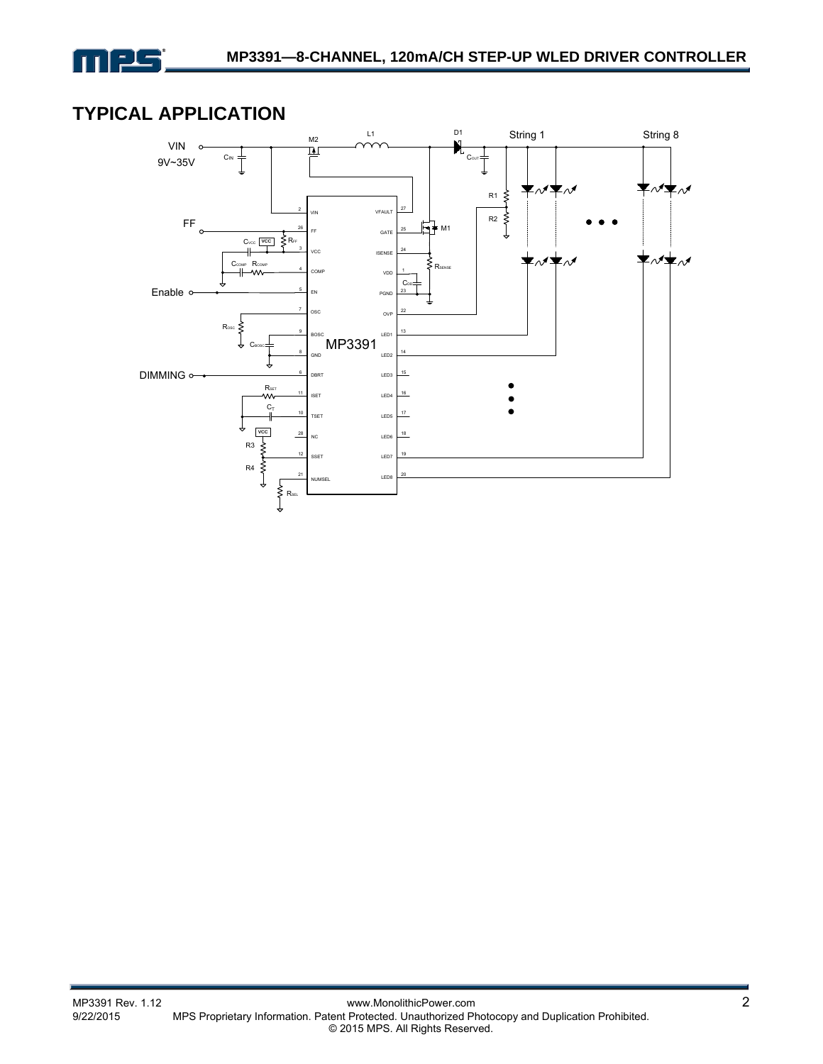## TYPICAL APPLICATION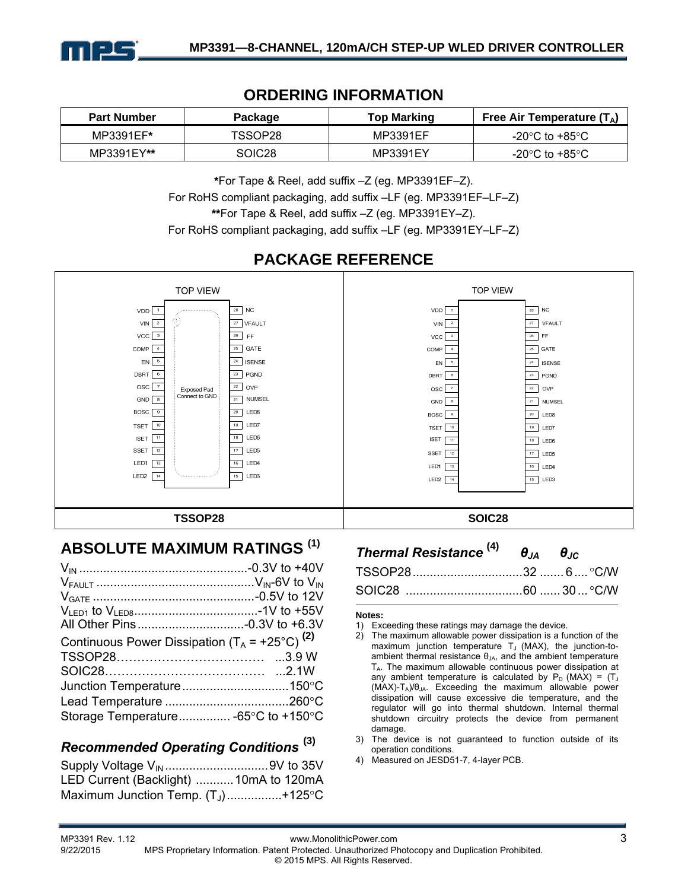## ORDERING INFORMATION

| Part Number | Package | Top Marking | Free Air Temperature ($T_A$) |
|---|---|---|---|
| MP3391EF* | TSSOP28 | MP3391EF | -20°C to +85°C |
| MP3391EY** | SOIC28 | MP3391EY | -20°C to +85°C |

*For Tape & Reel, add suffix –Z (eg. MP3391EF–Z).

For RoHS compliant packaging, add suffix –LF (eg. MP3391EF–LF–Z)

**For Tape & Reel, add suffix –Z (eg. MP3391EY–Z).

For RoHS compliant packaging, add suffix –LF (eg. MP3391EY–LF–Z)

## PACKAGE REFERENCE

TOP VIEW

| Pin | Name | Pin | Name |
|---|---|---|---|
| 1 | VDD | 28 | NC |
| 2 | VIN | 27 | VFAULT |
| 3 | VCC | 26 | FF |
| 4 | COMP | 25 | GATE |
| 5 | EN | 24 | ISENSE |
| 6 | DBRT | 23 | PGND |
| 7 | OSC | 22 | OVP |
| 8 | GND | 21 | NUMSEL |
| 9 | BOSC | 20 | LED8 |
| 10 | TSET | 19 | LED7 |
| 11 | ISET | 18 | LED6 |
| 12 | SSET | 17 | LED5 |
| 13 | LED1 | 16 | LED4 |
| 14 | LED2 | 15 | LED3 |

TSSOP28 (Exposed Pad Connect to GND) and SOIC28 share the same pinout.

## ABSOLUTE MAXIMUM RATINGS [1]

$V_{IN}$ ................................................-0.3V to +40V
$V_{FAULT}$ .............................................$V_{IN}$-6V to $V_{IN}$
$V_{GATE}$ ..............................................-0.5V to 12V
$V_{LED1}$ to $V_{LED8}$....................................-1V to +55V
All Other Pins...............................-0.3V to +6.3V
Continuous Power Dissipation ($T_A$ = +25°C) [2]
TSSOP28……………………………… ...3.9 W
SOIC28………………………………… ...2.1W
Junction Temperature...............................150°C
Lead Temperature ....................................260°C
Storage Temperature............... -65°C to +150°C

### Recommended Operating Conditions [3]

Supply Voltage $V_{IN}$ ..............................9V to 35V
LED Current (Backlight) ...........10mA to 120mA
Maximum Junction Temp. ($T_J$) ................+125°C

### Thermal Resistance [4]

| | $\theta_{JA}$ | $\theta_{JC}$ | |
|---|---|---|---|
| TSSOP28 | 32 | 6 | °C/W |
| SOIC28 | 60 | 30 | °C/W |

**Notes:**

1) Exceeding these ratings may damage the device.
2) The maximum allowable power dissipation is a function of the maximum junction temperature $T_J$ (MAX), the junction-to-ambient thermal resistance $\theta_{JA}$, and the ambient temperature $T_A$. The maximum allowable continuous power dissipation at any ambient temperature is calculated by $P_D$ (MAX) = ($T_J$ (MAX)-$T_A$)/$\theta_{JA}$. Exceeding the maximum allowable power dissipation will cause excessive die temperature, and the regulator will go into thermal shutdown. Internal thermal shutdown circuitry protects the device from permanent damage.
3) The device is not guaranteed to function outside of its operation conditions.
4) Measured on JESD51-7, 4-layer PCB.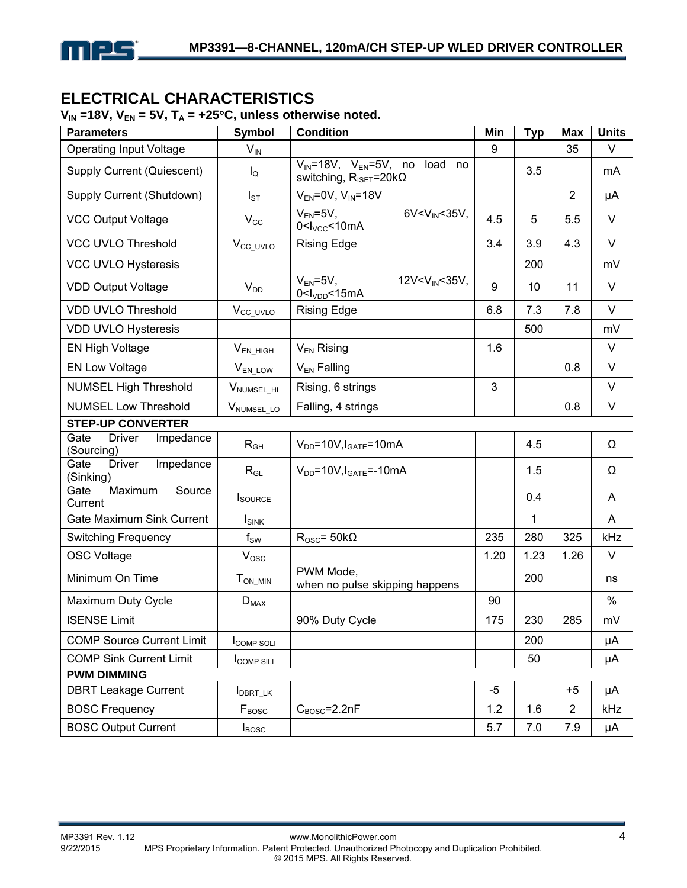## ELECTRICAL CHARACTERISTICS

**$V_{IN}$ =18V, $V_{EN}$ = 5V, $T_A$ = +25°C, unless otherwise noted.**

| Parameters | Symbol | Condition | Min | Typ | Max | Units |
|---|---|---|---|---|---|---|
| Operating Input Voltage | $V_{IN}$ | | 9 | | 35 | V |
| Supply Current (Quiescent) | $I_Q$ | $V_{IN}$=18V, $V_{EN}$=5V, no load no switching, $R_{ISET}$=20kΩ | | 3.5 | | mA |
| Supply Current (Shutdown) | $I_{ST}$ | $V_{EN}$=0V, $V_{IN}$=18V | | | 2 | μA |
| VCC Output Voltage | $V_{CC}$ | $V_{EN}$=5V, 6V<$V_{IN}$<35V, 0<$I_{VCC}$<10mA | 4.5 | 5 | 5.5 | V |
| VCC UVLO Threshold | $V_{CC\_UVLO}$ | Rising Edge | 3.4 | 3.9 | 4.3 | V |
| VCC UVLO Hysteresis | | | | 200 | | mV |
| VDD Output Voltage | $V_{DD}$ | $V_{EN}$=5V, 12V<$V_{IN}$<35V, 0<$I_{VDD}$<15mA | 9 | 10 | 11 | V |
| VDD UVLO Threshold | $V_{CC\_UVLO}$ | Rising Edge | 6.8 | 7.3 | 7.8 | V |
| VDD UVLO Hysteresis | | | | 500 | | mV |
| EN High Voltage | $V_{EN\_HIGH}$ | $V_{EN}$ Rising | 1.6 | | | V |
| EN Low Voltage | $V_{EN\_LOW}$ | $V_{EN}$ Falling | | | 0.8 | V |
| NUMSEL High Threshold | $V_{NUMSEL\_HI}$ | Rising, 6 strings | 3 | | | V |
| NUMSEL Low Threshold | $V_{NUMSEL\_LO}$ | Falling, 4 strings | | | 0.8 | V |
| **STEP-UP CONVERTER** | | | | | | |
| Gate Driver Impedance (Sourcing) | $R_{GH}$ | $V_{DD}$=10V,$I_{GATE}$=10mA | | 4.5 | | Ω |
| Gate Driver Impedance (Sinking) | $R_{GL}$ | $V_{DD}$=10V,$I_{GATE}$=-10mA | | 1.5 | | Ω |
| Gate Maximum Source Current | $I_{SOURCE}$ | | | 0.4 | | A |
| Gate Maximum Sink Current | $I_{SINK}$ | | | 1 | | A |
| Switching Frequency | $f_{SW}$ | $R_{OSC}$= 50kΩ | 235 | 280 | 325 | kHz |
| OSC Voltage | $V_{OSC}$ | | 1.20 | 1.23 | 1.26 | V |
| Minimum On Time | $T_{ON\_MIN}$ | PWM Mode, when no pulse skipping happens | | 200 | | ns |
| Maximum Duty Cycle | $D_{MAX}$ | | 90 | | | % |
| ISENSE Limit | | 90% Duty Cycle | 175 | 230 | 285 | mV |
| COMP Source Current Limit | $I_{COMP\ SOLI}$ | | | 200 | | μA |
| COMP Sink Current Limit | $I_{COMP\ SILI}$ | | | 50 | | μA |
| **PWM DIMMING** | | | | | | |
| DBRT Leakage Current | $I_{DBRT\_LK}$ | | -5 | | +5 | μA |
| BOSC Frequency | $F_{BOSC}$ | $C_{BOSC}$=2.2nF | 1.2 | 1.6 | 2 | kHz |
| BOSC Output Current | $I_{BOSC}$ | | 5.7 | 7.0 | 7.9 | μA |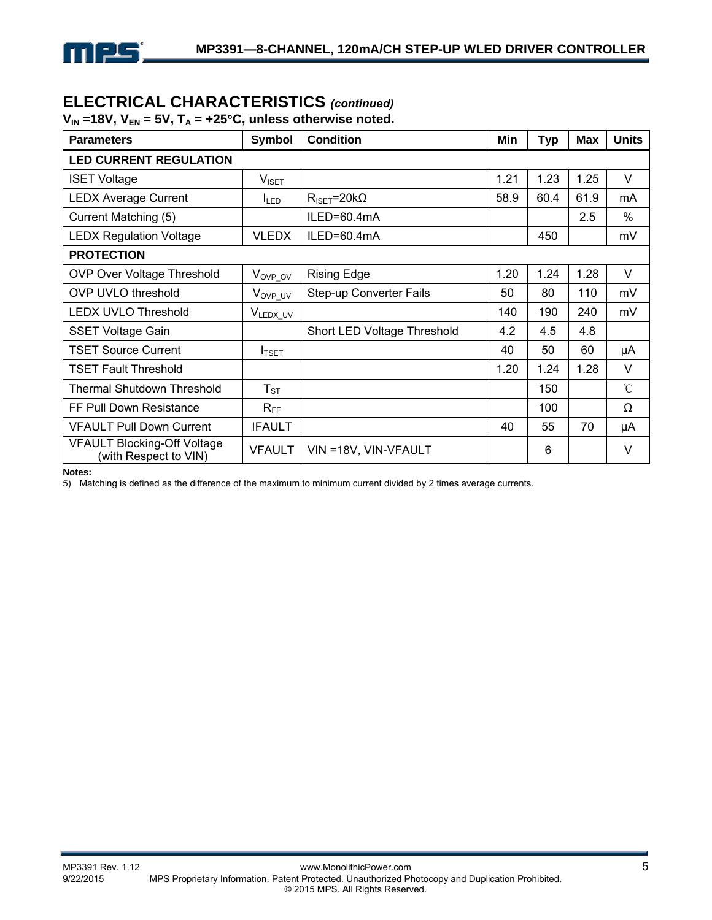## ELECTRICAL CHARACTERISTICS *(continued)*

**$V_{IN}$ =18V, $V_{EN}$ = 5V, $T_A$ = +25°C, unless otherwise noted.**

| Parameters | Symbol | Condition | Min | Typ | Max | Units |
|---|---|---|---|---|---|---|
| **LED CURRENT REGULATION** | | | | | | |
| ISET Voltage | $V_{ISET}$ | | 1.21 | 1.23 | 1.25 | V |
| LEDX Average Current | $I_{LED}$ | $R_{ISET}$=20kΩ | 58.9 | 60.4 | 61.9 | mA |
| Current Matching (5) | | ILED=60.4mA | | | 2.5 | % |
| LEDX Regulation Voltage | VLEDX | ILED=60.4mA | | 450 | | mV |
| **PROTECTION** | | | | | | |
| OVP Over Voltage Threshold | $V_{OVP\_OV}$ | Rising Edge | 1.20 | 1.24 | 1.28 | V |
| OVP UVLO threshold | $V_{OVP\_UV}$ | Step-up Converter Fails | 50 | 80 | 110 | mV |
| LEDX UVLO Threshold | $V_{LEDX\_UV}$ | | 140 | 190 | 240 | mV |
| SSET Voltage Gain | | Short LED Voltage Threshold | 4.2 | 4.5 | 4.8 | |
| TSET Source Current | $I_{TSET}$ | | 40 | 50 | 60 | μA |
| TSET Fault Threshold | | | 1.20 | 1.24 | 1.28 | V |
| Thermal Shutdown Threshold | $T_{ST}$ | | | 150 | | ℃ |
| FF Pull Down Resistance | $R_{FF}$ | | | 100 | | Ω |
| VFAULT Pull Down Current | IFAULT | | 40 | 55 | 70 | μA |
| VFAULT Blocking-Off Voltage (with Respect to VIN) | VFAULT | VIN =18V, VIN-VFAULT | | 6 | | V |

**Notes:**

5) Matching is defined as the difference of the maximum to minimum current divided by 2 times average currents.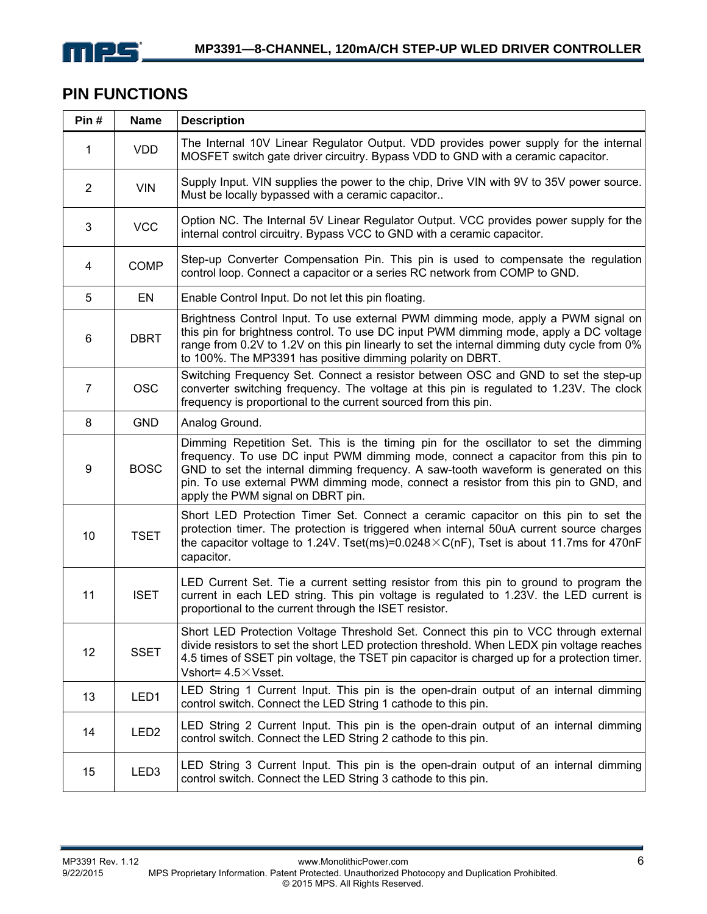## PIN FUNCTIONS

| Pin # | Name | Description |
|---|---|---|
| 1 | VDD | The Internal 10V Linear Regulator Output. VDD provides power supply for the internal MOSFET switch gate driver circuitry. Bypass VDD to GND with a ceramic capacitor. |
| 2 | VIN | Supply Input. VIN supplies the power to the chip, Drive VIN with 9V to 35V power source. Must be locally bypassed with a ceramic capacitor.. |
| 3 | VCC | Option NC. The Internal 5V Linear Regulator Output. VCC provides power supply for the internal control circuitry. Bypass VCC to GND with a ceramic capacitor. |
| 4 | COMP | Step-up Converter Compensation Pin. This pin is used to compensate the regulation control loop. Connect a capacitor or a series RC network from COMP to GND. |
| 5 | EN | Enable Control Input. Do not let this pin floating. |
| 6 | DBRT | Brightness Control Input. To use external PWM dimming mode, apply a PWM signal on this pin for brightness control. To use DC input PWM dimming mode, apply a DC voltage range from 0.2V to 1.2V on this pin linearly to set the internal dimming duty cycle from 0% to 100%. The MP3391 has positive dimming polarity on DBRT. |
| 7 | OSC | Switching Frequency Set. Connect a resistor between OSC and GND to set the step-up converter switching frequency. The voltage at this pin is regulated to 1.23V. The clock frequency is proportional to the current sourced from this pin. |
| 8 | GND | Analog Ground. |
| 9 | BOSC | Dimming Repetition Set. This is the timing pin for the oscillator to set the dimming frequency. To use DC input PWM dimming mode, connect a capacitor from this pin to GND to set the internal dimming frequency. A saw-tooth waveform is generated on this pin. To use external PWM dimming mode, connect a resistor from this pin to GND, and apply the PWM signal on DBRT pin. |
| 10 | TSET | Short LED Protection Timer Set. Connect a ceramic capacitor on this pin to set the protection timer. The protection is triggered when internal 50uA current source charges the capacitor voltage to 1.24V. Tset(ms)=0.0248×C(nF), Tset is about 11.7ms for 470nF capacitor. |
| 11 | ISET | LED Current Set. Tie a current setting resistor from this pin to ground to program the current in each LED string. This pin voltage is regulated to 1.23V. the LED current is proportional to the current through the ISET resistor. |
| 12 | SSET | Short LED Protection Voltage Threshold Set. Connect this pin to VCC through external divide resistors to set the short LED protection threshold. When LEDX pin voltage reaches 4.5 times of SSET pin voltage, the TSET pin capacitor is charged up for a protection timer. Vshort= 4.5×Vsset. |
| 13 | LED1 | LED String 1 Current Input. This pin is the open-drain output of an internal dimming control switch. Connect the LED String 1 cathode to this pin. |
| 14 | LED2 | LED String 2 Current Input. This pin is the open-drain output of an internal dimming control switch. Connect the LED String 2 cathode to this pin. |
| 15 | LED3 | LED String 3 Current Input. This pin is the open-drain output of an internal dimming control switch. Connect the LED String 3 cathode to this pin. |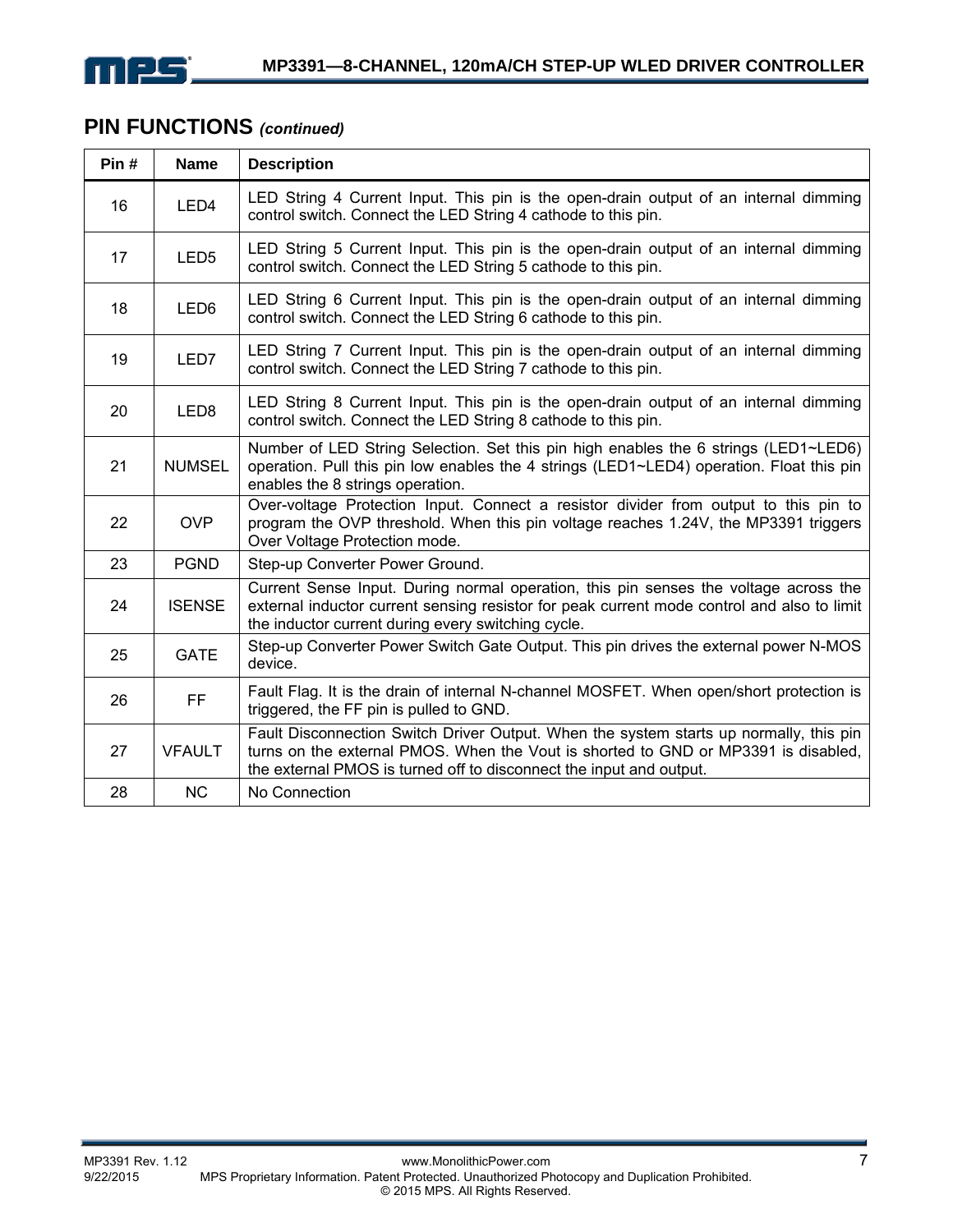## PIN FUNCTIONS *(continued)*

| Pin # | Name | Description |
|---|---|---|
| 16 | LED4 | LED String 4 Current Input. This pin is the open-drain output of an internal dimming control switch. Connect the LED String 4 cathode to this pin. |
| 17 | LED5 | LED String 5 Current Input. This pin is the open-drain output of an internal dimming control switch. Connect the LED String 5 cathode to this pin. |
| 18 | LED6 | LED String 6 Current Input. This pin is the open-drain output of an internal dimming control switch. Connect the LED String 6 cathode to this pin. |
| 19 | LED7 | LED String 7 Current Input. This pin is the open-drain output of an internal dimming control switch. Connect the LED String 7 cathode to this pin. |
| 20 | LED8 | LED String 8 Current Input. This pin is the open-drain output of an internal dimming control switch. Connect the LED String 8 cathode to this pin. |
| 21 | NUMSEL | Number of LED String Selection. Set this pin high enables the 6 strings (LED1~LED6) operation. Pull this pin low enables the 4 strings (LED1~LED4) operation. Float this pin enables the 8 strings operation. |
| 22 | OVP | Over-voltage Protection Input. Connect a resistor divider from output to this pin to program the OVP threshold. When this pin voltage reaches 1.24V, the MP3391 triggers Over Voltage Protection mode. |
| 23 | PGND | Step-up Converter Power Ground. |
| 24 | ISENSE | Current Sense Input. During normal operation, this pin senses the voltage across the external inductor current sensing resistor for peak current mode control and also to limit the inductor current during every switching cycle. |
| 25 | GATE | Step-up Converter Power Switch Gate Output. This pin drives the external power N-MOS device. |
| 26 | FF | Fault Flag. It is the drain of internal N-channel MOSFET. When open/short protection is triggered, the FF pin is pulled to GND. |
| 27 | VFAULT | Fault Disconnection Switch Driver Output. When the system starts up normally, this pin turns on the external PMOS. When the Vout is shorted to GND or MP3391 is disabled, the external PMOS is turned off to disconnect the input and output. |
| 28 | NC | No Connection |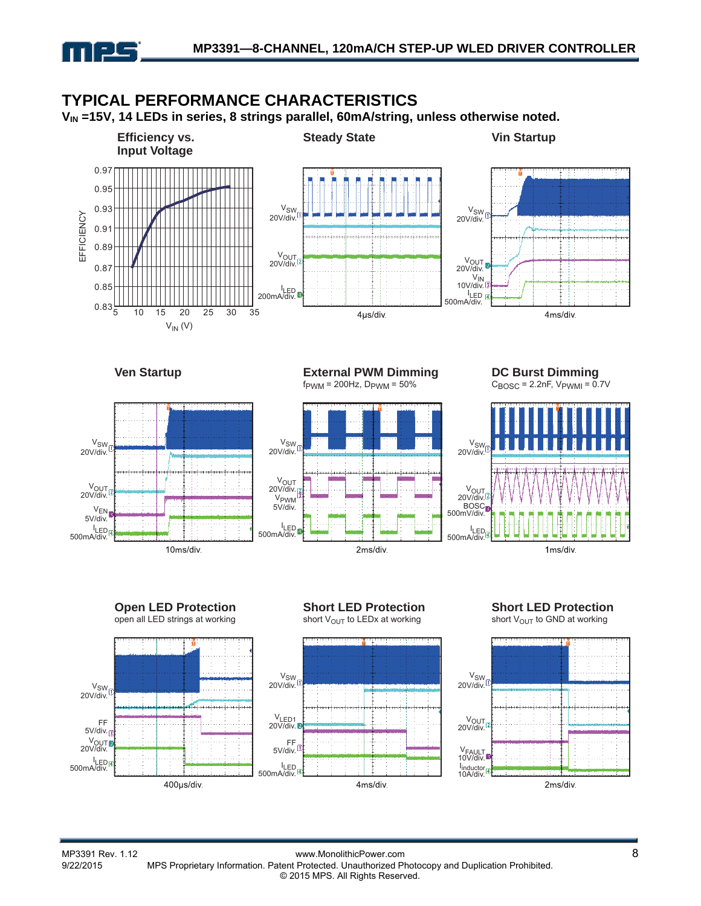## TYPICAL PERFORMANCE CHARACTERISTICS

**$V_{IN}$ =15V, 14 LEDs in series, 8 strings parallel, 60mA/string, unless otherwise noted.**

**Efficiency vs. Input Voltage**

EFFICIENCY

0.97, 0.95, 0.93, 0.91, 0.89, 0.87, 0.85, 0.83

5, 10, 15, 20, 25, 30, 35

$V_{IN}$ (V)

**Steady State**

$V_{SW}$ 20V/div.

$V_{OUT}$ 20V/div.

$I_{LED}$ 200mA/div.

4μs/div.

**Vin Startup**

$V_{SW}$ 20V/div.

$V_{OUT}$ 20V/div.

$V_{IN}$ 10V/div.

$I_{LED}$ 500mA/div.

4ms/div.

**Ven Startup**

$V_{SW}$ 20V/div.

$V_{OUT}$ 20V/div.

$V_{EN}$ 5V/div.

$I_{LED}$ 500mA/div.

10ms/div.

**External PWM Dimming**

$f_{PWM}$ = 200Hz, $D_{PWM}$ = 50%

$V_{SW}$ 20V/div.

$V_{OUT}$ 20V/div.

$V_{PWM}$ 5V/div.

$I_{LED}$ 500mA/div.

2ms/div.

**DC Burst Dimming**

$C_{BOSC}$ = 2.2nF, $V_{PWMI}$ = 0.7V

$V_{SW}$ 20V/div.

$V_{OUT}$ 20V/div.

BOSC 500mV/div.

$I_{LED}$ 500mA/div.

1ms/div.

**Open LED Protection**

open all LED strings at working

$V_{SW}$ 20V/div.

FF 5V/div.

$V_{OUT}$ 20V/div.

$I_{LED}$ 500mA/div.

400μs/div.

**Short LED Protection**

short $V_{OUT}$ to LEDx at working

$V_{SW}$ 20V/div.

$V_{LED1}$ 20V/div.

FF 5V/div.

$I_{LED}$ 500mA/div.

4ms/div.

**Short LED Protection**

short $V_{OUT}$ to GND at working

$V_{SW}$ 20V/div.

$V_{OUT}$ 20V/div.

$V_{FAULT}$ 10V/div.

$I_{inductor}$ 10A/div.

2ms/div.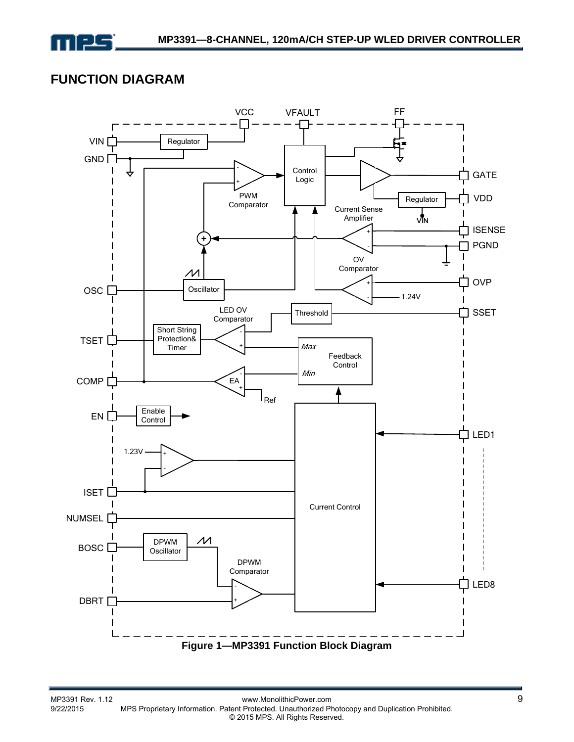## FUNCTION DIAGRAM

**Figure 1—MP3391 Function Block Diagram**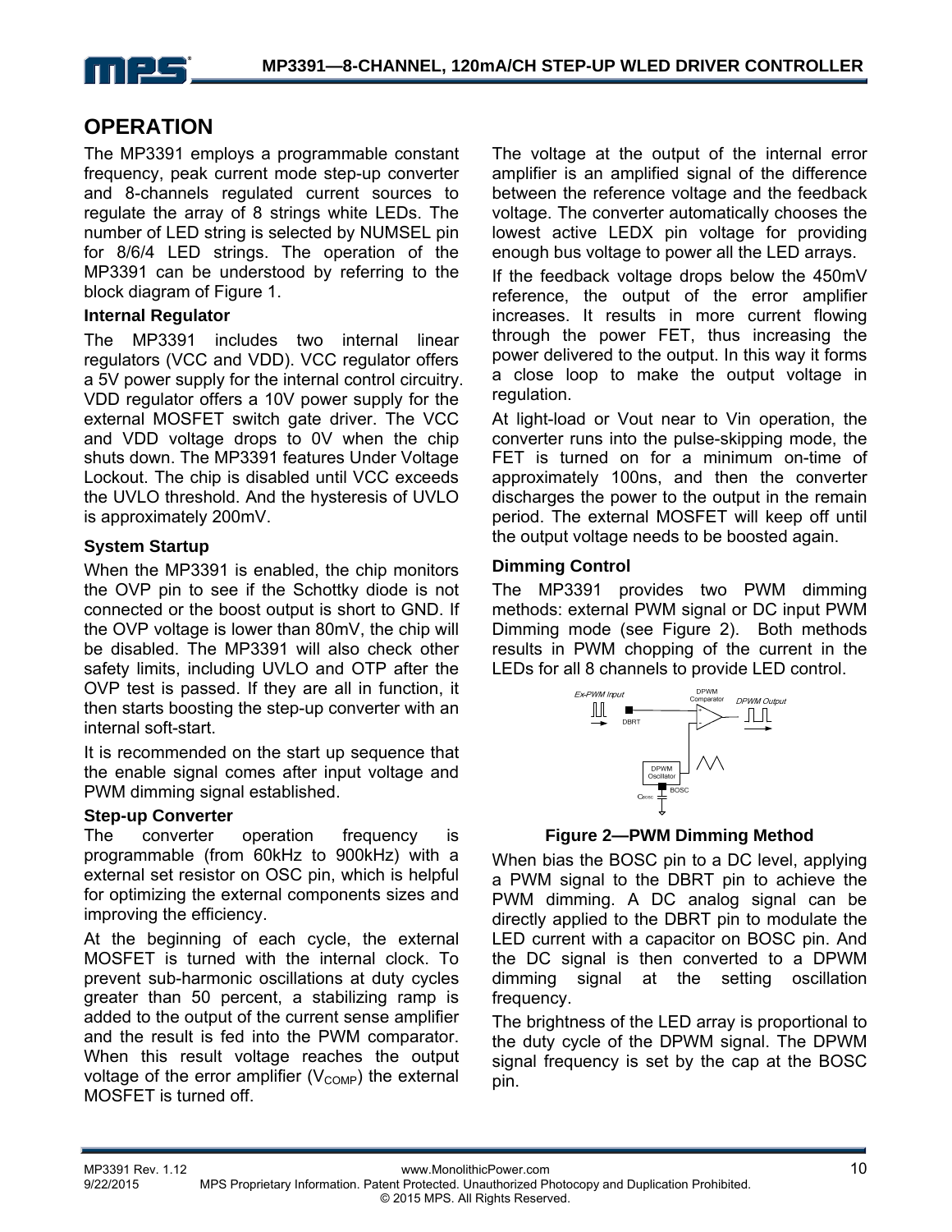## OPERATION

The MP3391 employs a programmable constant frequency, peak current mode step-up converter and 8-channels regulated current sources to regulate the array of 8 strings white LEDs. The number of LED string is selected by NUMSEL pin for 8/6/4 LED strings. The operation of the MP3391 can be understood by referring to the block diagram of Figure 1.

### Internal Regulator

The MP3391 includes two internal linear regulators (VCC and VDD). VCC regulator offers a 5V power supply for the internal control circuitry. VDD regulator offers a 10V power supply for the external MOSFET switch gate driver. The VCC and VDD voltage drops to 0V when the chip shuts down. The MP3391 features Under Voltage Lockout. The chip is disabled until VCC exceeds the UVLO threshold. And the hysteresis of UVLO is approximately 200mV.

### System Startup

When the MP3391 is enabled, the chip monitors the OVP pin to see if the Schottky diode is not connected or the boost output is short to GND. If the OVP voltage is lower than 80mV, the chip will be disabled. The MP3391 will also check other safety limits, including UVLO and OTP after the OVP test is passed. If they are all in function, it then starts boosting the step-up converter with an internal soft-start.

It is recommended on the start up sequence that the enable signal comes after input voltage and PWM dimming signal established.

### Step-up Converter

The converter operation frequency is programmable (from 60kHz to 900kHz) with a external set resistor on OSC pin, which is helpful for optimizing the external components sizes and improving the efficiency.

At the beginning of each cycle, the external MOSFET is turned with the internal clock. To prevent sub-harmonic oscillations at duty cycles greater than 50 percent, a stabilizing ramp is added to the output of the current sense amplifier and the result is fed into the PWM comparator. When this result voltage reaches the output voltage of the error amplifier ($V_{COMP}$) the external MOSFET is turned off.

The voltage at the output of the internal error amplifier is an amplified signal of the difference between the reference voltage and the feedback voltage. The converter automatically chooses the lowest active LEDX pin voltage for providing enough bus voltage to power all the LED arrays.

If the feedback voltage drops below the 450mV reference, the output of the error amplifier increases. It results in more current flowing through the power FET, thus increasing the power delivered to the output. In this way it forms a close loop to make the output voltage in regulation.

At light-load or Vout near to Vin operation, the converter runs into the pulse-skipping mode, the FET is turned on for a minimum on-time of approximately 100ns, and then the converter discharges the power to the output in the remain period. The external MOSFET will keep off until the output voltage needs to be boosted again.

### Dimming Control

The MP3391 provides two PWM dimming methods: external PWM signal or DC input PWM Dimming mode (see Figure 2). Both methods results in PWM chopping of the current in the LEDs for all 8 channels to provide LED control.

Ex-PWM Input — DBRT — DPWM Comparator — DPWM Output; DPWM Oscillator — BOSC — $C_{BOSC}$

**Figure 2—PWM Dimming Method**

When bias the BOSC pin to a DC level, applying a PWM signal to the DBRT pin to achieve the PWM dimming. A DC analog signal can be directly applied to the DBRT pin to modulate the LED current with a capacitor on BOSC pin. And the DC signal is then converted to a DPWM dimming signal at the setting oscillation frequency.

The brightness of the LED array is proportional to the duty cycle of the DPWM signal. The DPWM signal frequency is set by the cap at the BOSC pin.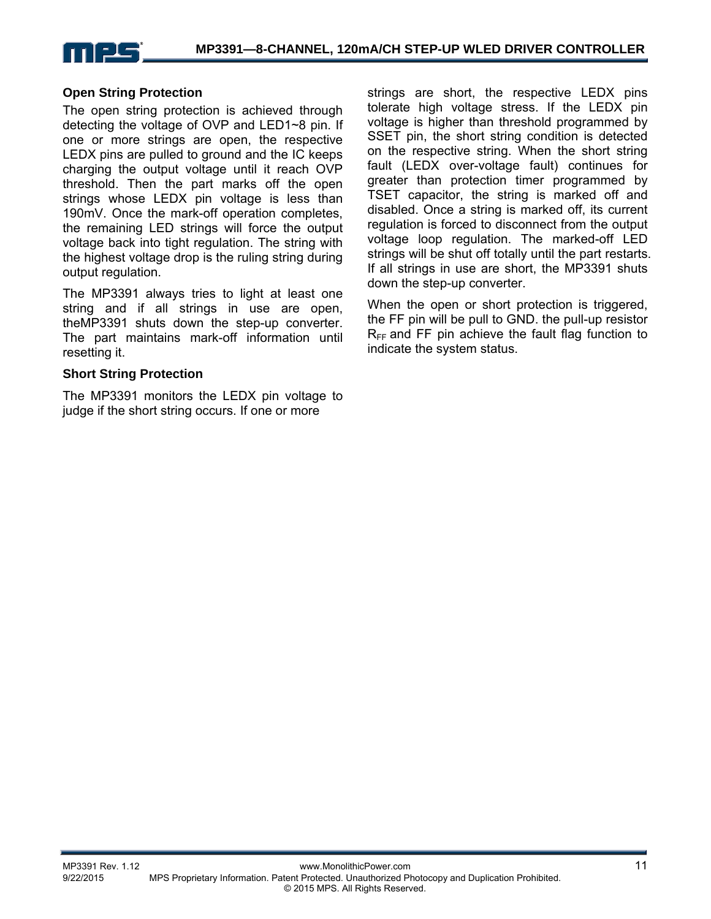### Open String Protection

The open string protection is achieved through detecting the voltage of OVP and LED1~8 pin. If one or more strings are open, the respective LEDX pins are pulled to ground and the IC keeps charging the output voltage until it reach OVP threshold. Then the part marks off the open strings whose LEDX pin voltage is less than 190mV. Once the mark-off operation completes, the remaining LED strings will force the output voltage back into tight regulation. The string with the highest voltage drop is the ruling string during output regulation.

The MP3391 always tries to light at least one string and if all strings in use are open, theMP3391 shuts down the step-up converter. The part maintains mark-off information until resetting it.

### Short String Protection

The MP3391 monitors the LEDX pin voltage to judge if the short string occurs. If one or more strings are short, the respective LEDX pins tolerate high voltage stress. If the LEDX pin voltage is higher than threshold programmed by SSET pin, the short string condition is detected on the respective string. When the short string fault (LEDX over-voltage fault) continues for greater than protection timer programmed by TSET capacitor, the string is marked off and disabled. Once a string is marked off, its current regulation is forced to disconnect from the output voltage loop regulation. The marked-off LED strings will be shut off totally until the part restarts. If all strings in use are short, the MP3391 shuts down the step-up converter.

When the open or short protection is triggered, the FF pin will be pull to GND. the pull-up resistor $R_{FF}$ and FF pin achieve the fault flag function to indicate the system status.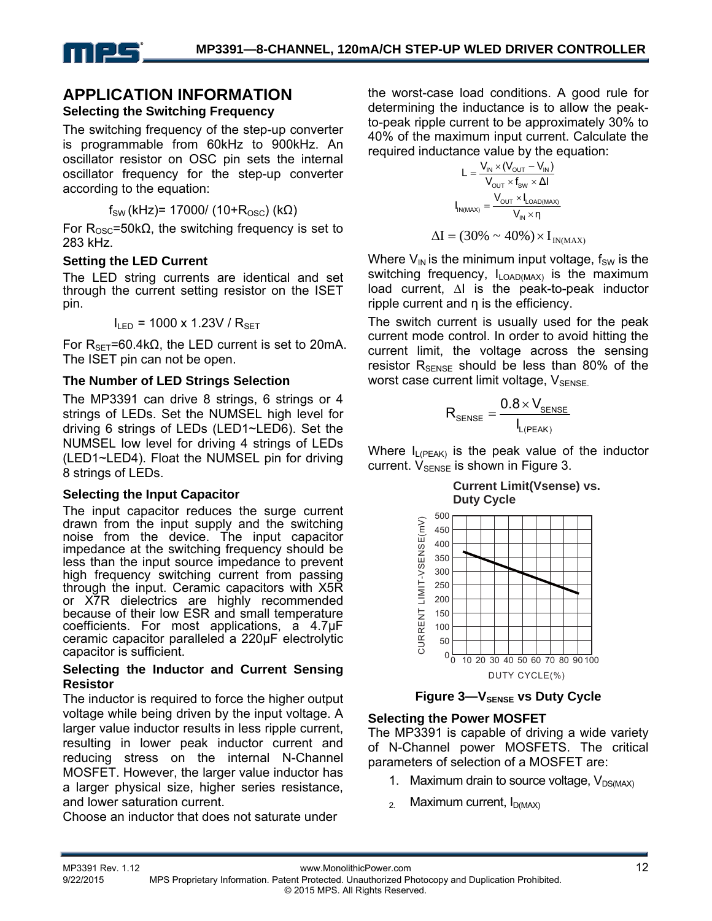## APPLICATION INFORMATION

### Selecting the Switching Frequency

The switching frequency of the step-up converter is programmable from 60kHz to 900kHz. An oscillator resistor on OSC pin sets the internal oscillator frequency for the step-up converter according to the equation:

$$f_{SW}\,(kHz) = 17000 / (10 + R_{OSC})\,(k\Omega)$$

For $R_{OSC}$=50kΩ, the switching frequency is set to 283 kHz.

### Setting the LED Current

The LED string currents are identical and set through the current setting resistor on the ISET pin.

$$I_{LED} = 1000 \times 1.23V / R_{SET}$$

For $R_{SET}$=60.4kΩ, the LED current is set to 20mA. The ISET pin can not be open.

### The Number of LED Strings Selection

The MP3391 can drive 8 strings, 6 strings or 4 strings of LEDs. Set the NUMSEL high level for driving 6 strings of LEDs (LED1~LED6). Set the NUMSEL low level for driving 4 strings of LEDs (LED1~LED4). Float the NUMSEL pin for driving 8 strings of LEDs.

### Selecting the Input Capacitor

The input capacitor reduces the surge current drawn from the input supply and the switching noise from the device. The input capacitor impedance at the switching frequency should be less than the input source impedance to prevent high frequency switching current from passing through the input. Ceramic capacitors with X5R or X7R dielectrics are highly recommended because of their low ESR and small temperature coefficients. For most applications, a 4.7µF ceramic capacitor paralleled a 220µF electrolytic capacitor is sufficient.

### Selecting the Inductor and Current Sensing Resistor

The inductor is required to force the higher output voltage while being driven by the input voltage. A larger value inductor results in less ripple current, resulting in lower peak inductor current and reducing stress on the internal N-Channel MOSFET. However, the larger value inductor has a larger physical size, higher series resistance, and lower saturation current.

Choose an inductor that does not saturate under the worst-case load conditions. A good rule for determining the inductance is to allow the peak-to-peak ripple current to be approximately 30% to 40% of the maximum input current. Calculate the required inductance value by the equation:

$$L = \frac{V_{IN} \times (V_{OUT} - V_{IN})}{V_{OUT} \times f_{SW} \times \Delta I}$$

$$I_{IN(MAX)} = \frac{V_{OUT} \times I_{LOAD(MAX)}}{V_{IN} \times \eta}$$

$$\Delta I = (30\% \sim 40\%) \times I_{IN(MAX)}$$

Where $V_{IN}$ is the minimum input voltage, $f_{SW}$ is the switching frequency, $I_{LOAD(MAX)}$ is the maximum load current, $\Delta I$ is the peak-to-peak inductor ripple current and η is the efficiency.

The switch current is usually used for the peak current mode control. In order to avoid hitting the current limit, the voltage across the sensing resistor $R_{SENSE}$ should be less than 80% of the worst case current limit voltage, $V_{SENSE}$.

$$R_{SENSE} = \frac{0.8 \times V_{SENSE}}{I_{L(PEAK)}}$$

Where $I_{L(PEAK)}$ is the peak value of the inductor current. $V_{SENSE}$ is shown in Figure 3.

**Current Limit(Vsense) vs. Duty Cycle**

**Figure 3—$V_{SENSE}$ vs Duty Cycle**

### Selecting the Power MOSFET

The MP3391 is capable of driving a wide variety of N-Channel power MOSFETS. The critical parameters of selection of a MOSFET are:

1. Maximum drain to source voltage, $V_{DS(MAX)}$
2. Maximum current, $I_{D(MAX)}$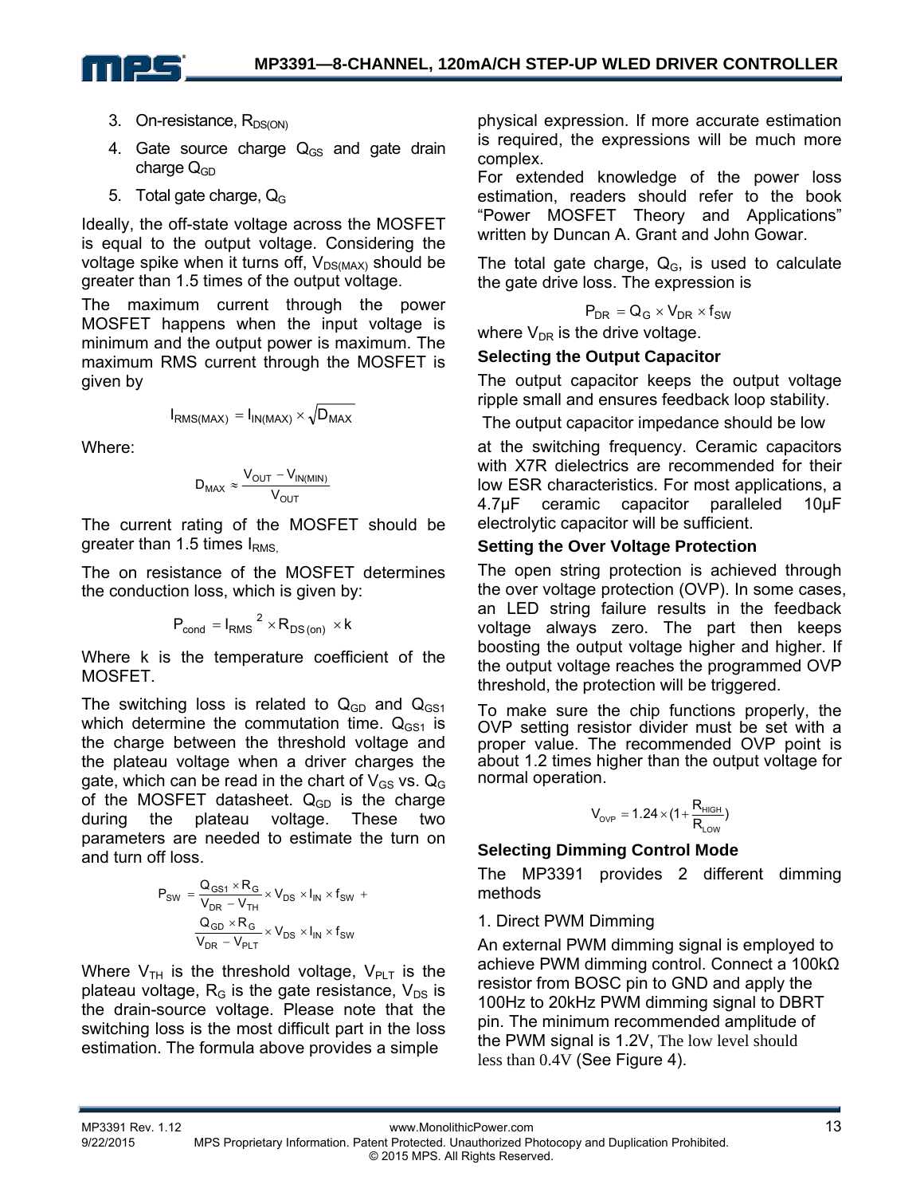3. On-resistance, $R_{DS(ON)}$
4. Gate source charge $Q_{GS}$ and gate drain charge $Q_{GD}$
5. Total gate charge, $Q_G$

Ideally, the off-state voltage across the MOSFET is equal to the output voltage. Considering the voltage spike when it turns off, $V_{DS(MAX)}$ should be greater than 1.5 times of the output voltage.

The maximum current through the power MOSFET happens when the input voltage is minimum and the output power is maximum. The maximum RMS current through the MOSFET is given by

$$I_{RMS(MAX)} = I_{IN(MAX)} \times \sqrt{D_{MAX}}$$

Where:

$$D_{MAX} \approx \frac{V_{OUT} - V_{IN(MIN)}}{V_{OUT}}$$

The current rating of the MOSFET should be greater than 1.5 times $I_{RMS}$.

The on resistance of the MOSFET determines the conduction loss, which is given by:

$$P_{cond} = I_{RMS}{}^2 \times R_{DS(on)} \times k$$

Where k is the temperature coefficient of the MOSFET.

The switching loss is related to $Q_{GD}$ and $Q_{GS1}$ which determine the commutation time. $Q_{GS1}$ is the charge between the threshold voltage and the plateau voltage when a driver charges the gate, which can be read in the chart of $V_{GS}$ vs. $Q_G$ of the MOSFET datasheet. $Q_{GD}$ is the charge during the plateau voltage. These two parameters are needed to estimate the turn on and turn off loss.

$$P_{SW} = \frac{Q_{GS1} \times R_G}{V_{DR} - V_{TH}} \times V_{DS} \times I_{IN} \times f_{SW} + \frac{Q_{GD} \times R_G}{V_{DR} - V_{PLT}} \times V_{DS} \times I_{IN} \times f_{SW}$$

Where $V_{TH}$ is the threshold voltage, $V_{PLT}$ is the plateau voltage, $R_G$ is the gate resistance, $V_{DS}$ is the drain-source voltage. Please note that the switching loss is the most difficult part in the loss estimation. The formula above provides a simple physical expression. If more accurate estimation is required, the expressions will be much more complex.

For extended knowledge of the power loss estimation, readers should refer to the book "Power MOSFET Theory and Applications" written by Duncan A. Grant and John Gowar.

The total gate charge, $Q_G$, is used to calculate the gate drive loss. The expression is

$$P_{DR} = Q_G \times V_{DR} \times f_{SW}$$

where $V_{DR}$ is the drive voltage.

### Selecting the Output Capacitor

The output capacitor keeps the output voltage ripple small and ensures feedback loop stability.

The output capacitor impedance should be low at the switching frequency. Ceramic capacitors with X7R dielectrics are recommended for their low ESR characteristics. For most applications, a 4.7μF ceramic capacitor paralleled 10μF electrolytic capacitor will be sufficient.

### Setting the Over Voltage Protection

The open string protection is achieved through the over voltage protection (OVP). In some cases, an LED string failure results in the feedback voltage always zero. The part then keeps boosting the output voltage higher and higher. If the output voltage reaches the programmed OVP threshold, the protection will be triggered.

To make sure the chip functions properly, the OVP setting resistor divider must be set with a proper value. The recommended OVP point is about 1.2 times higher than the output voltage for normal operation.

$$V_{OVP} = 1.24 \times (1 + \frac{R_{HIGH}}{R_{LOW}})$$

### Selecting Dimming Control Mode

The MP3391 provides 2 different dimming methods

1. Direct PWM Dimming

An external PWM dimming signal is employed to achieve PWM dimming control. Connect a 100kΩ resistor from BOSC pin to GND and apply the 100Hz to 20kHz PWM dimming signal to DBRT pin. The minimum recommended amplitude of the PWM signal is 1.2V, The low level should less than 0.4V (See Figure 4).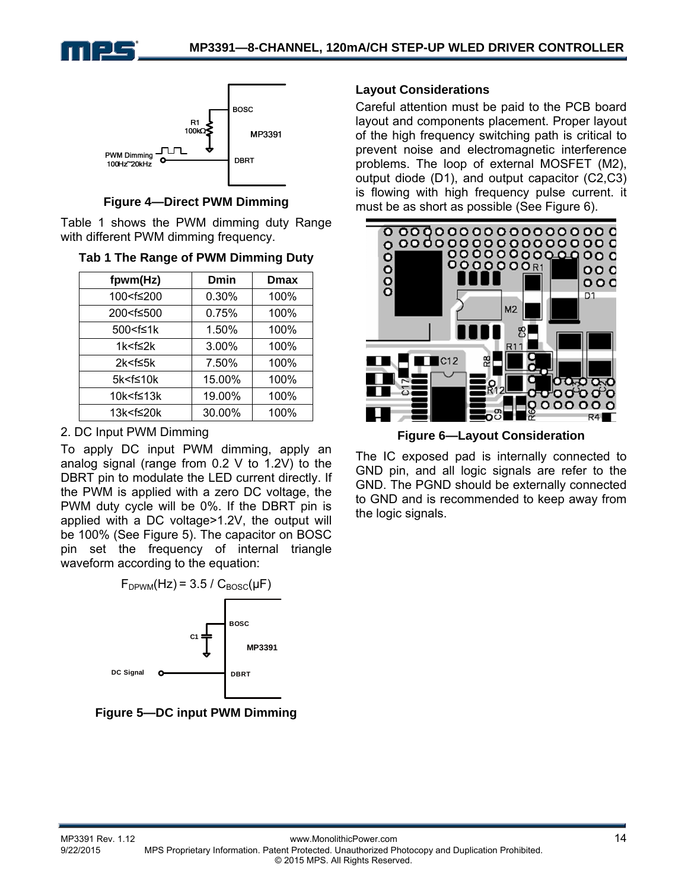Figure 4—Direct PWM Dimming

Table 1 shows the PWM dimming duty Range with different PWM dimming frequency.

**Tab 1 The Range of PWM Dimming Duty**

| fpwm(Hz) | Dmin | Dmax |
|---|---|---|
| 100<f≤200 | 0.30% | 100% |
| 200<f≤500 | 0.75% | 100% |
| 500<f≤1k | 1.50% | 100% |
| 1k<f≤2k | 3.00% | 100% |
| 2k<f≤5k | 7.50% | 100% |
| 5k<f≤10k | 15.00% | 100% |
| 10k<f≤13k | 19.00% | 100% |
| 13k<f≤20k | 30.00% | 100% |

2. DC Input PWM Dimming

To apply DC input PWM dimming, apply an analog signal (range from 0.2 V to 1.2V) to the DBRT pin to modulate the LED current directly. If the PWM is applied with a zero DC voltage, the PWM duty cycle will be 0%. If the DBRT pin is applied with a DC voltage>1.2V, the output will be 100% (See Figure 5). The capacitor on BOSC pin set the frequency of internal triangle waveform according to the equation:

$$F_{DPWM}(Hz) = 3.5 / C_{BOSC}(\mu F)$$

Figure 5—DC input PWM Dimming

### Layout Considerations

Careful attention must be paid to the PCB board layout and components placement. Proper layout of the high frequency switching path is critical to prevent noise and electromagnetic interference problems. The loop of external MOSFET (M2), output diode (D1), and output capacitor (C2,C3) is flowing with high frequency pulse current. it must be as short as possible (See Figure 6).

Figure 6—Layout Consideration

The IC exposed pad is internally connected to GND pin, and all logic signals are refer to the GND. The PGND should be externally connected to GND and is recommended to keep away from the logic signals.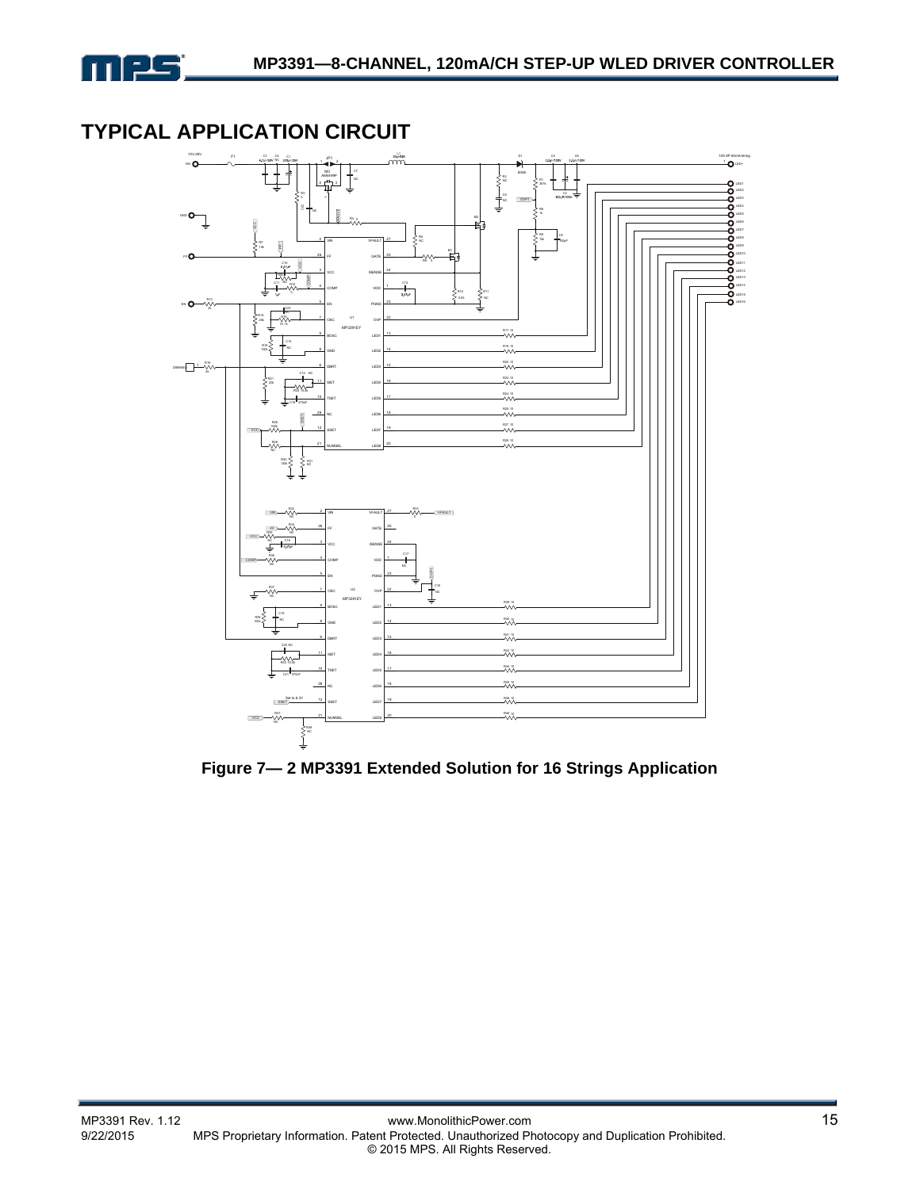# TYPICAL APPLICATION CIRCUIT

**Figure 7— 2 MP3391 Extended Solution for 16 Strings Application**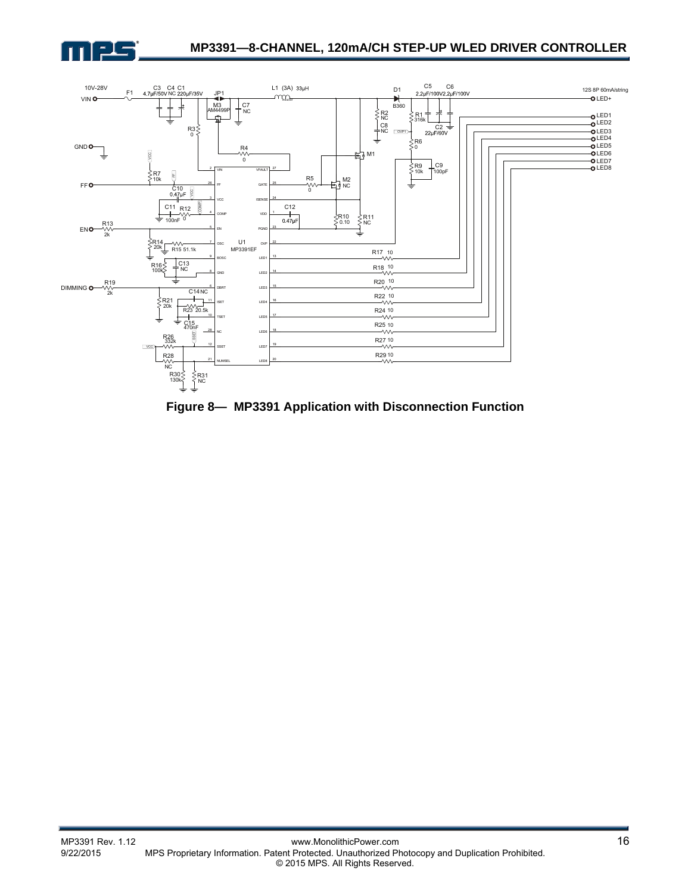Figure 8— MP3391 Application with Disconnection Function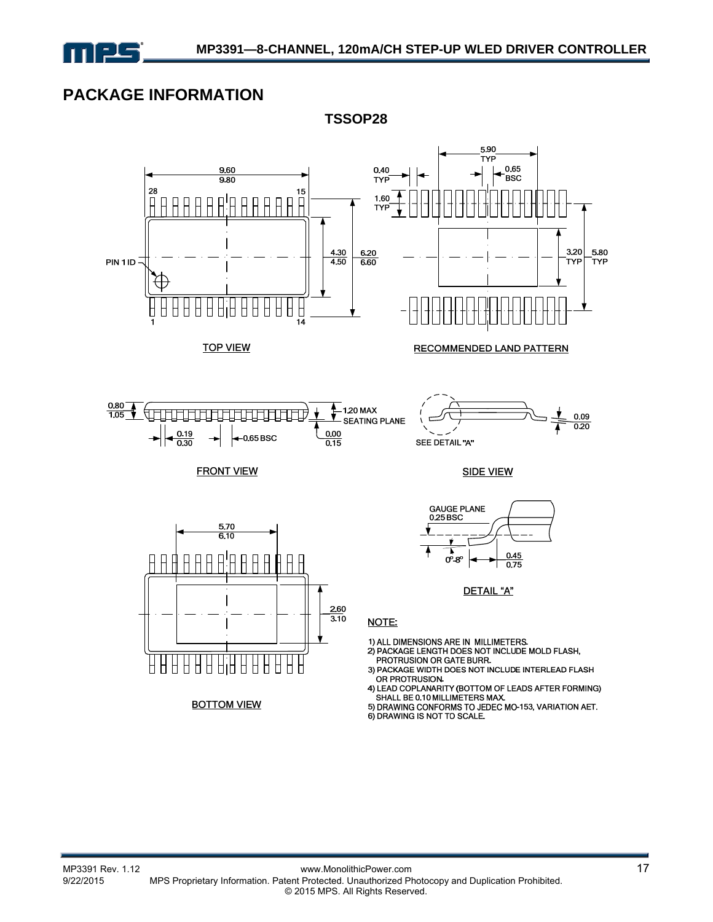## PACKAGE INFORMATION

### TSSOP28

TOP VIEW

RECOMMENDED LAND PATTERN

FRONT VIEW

SIDE VIEW

BOTTOM VIEW

DETAIL "A"

NOTE:

1) ALL DIMENSIONS ARE IN MILLIMETERS.
2) PACKAGE LENGTH DOES NOT INCLUDE MOLD FLASH, PROTRUSION OR GATE BURR.
3) PACKAGE WIDTH DOES NOT INCLUDE INTERLEAD FLASH OR PROTRUSION.
4) LEAD COPLANARITY (BOTTOM OF LEADS AFTER FORMING) SHALL BE 0.10 MILLIMETERS MAX.
5) DRAWING CONFORMS TO JEDEC MO-153, VARIATION AET.
6) DRAWING IS NOT TO SCALE.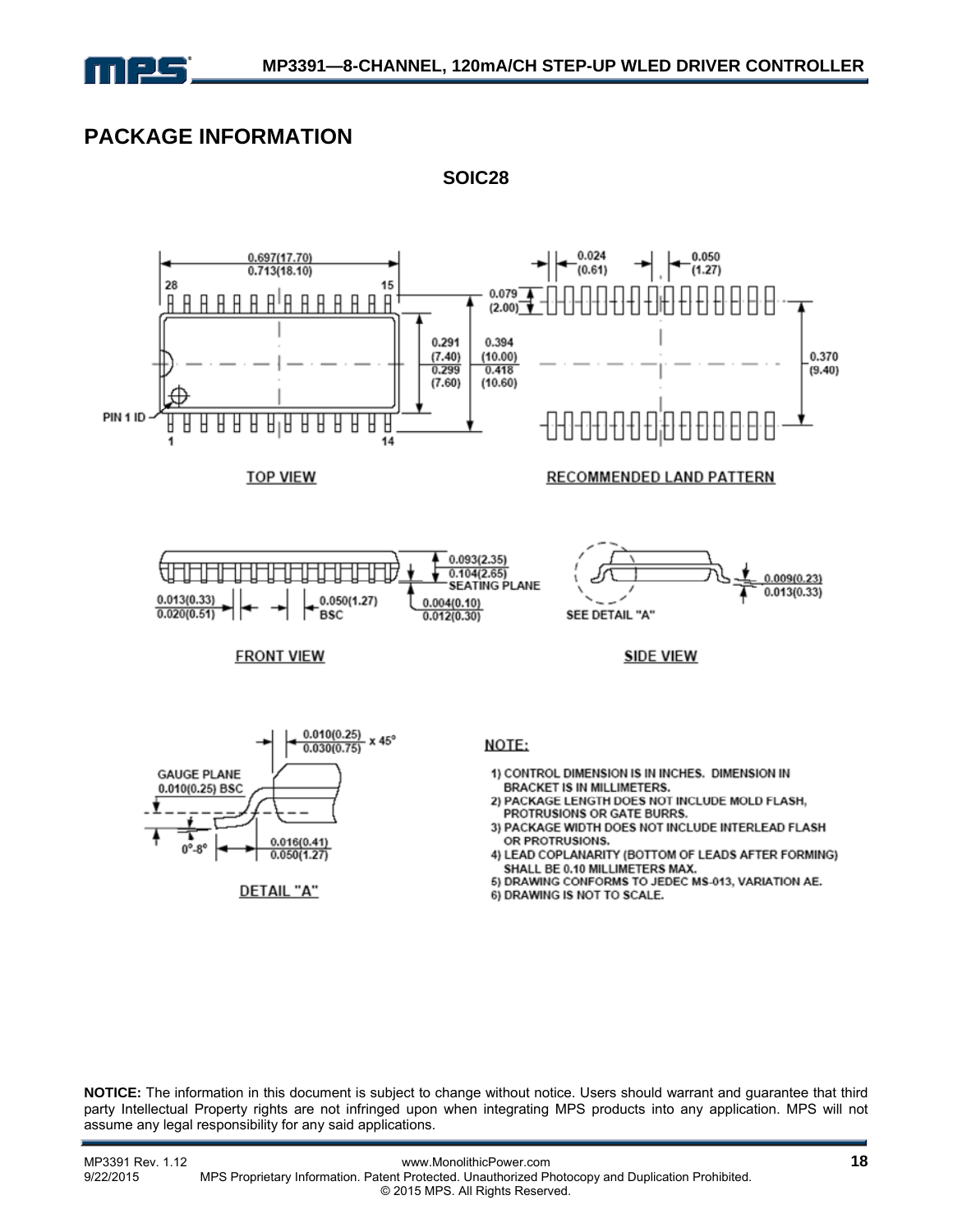## PACKAGE INFORMATION

**SOIC28**

0.697(17.70)
0.713(18.10)

28
15

PIN 1 ID

1
14

0.291
(7.40)
0.299
(7.60)

0.394
(10.00)
0.418
(10.60)

TOP VIEW

0.024
(0.61)

0.050
(1.27)

0.079
(2.00)

0.370
(9.40)

RECOMMENDED LAND PATTERN

0.093(2.35)
0.104(2.65)
SEATING PLANE

0.013(0.33)
0.020(0.51)

0.050(1.27)
BSC

0.004(0.10)
0.012(0.30)

FRONT VIEW

SEE DETAIL "A"

0.009(0.23)
0.013(0.33)

SIDE VIEW

0.010(0.25)
0.030(0.75) x 45°

GAUGE PLANE
0.010(0.25) BSC

0°-8°

0.016(0.41)
0.050(1.27)

DETAIL "A"

NOTE:

1) CONTROL DIMENSION IS IN INCHES. DIMENSION IN BRACKET IS IN MILLIMETERS.
2) PACKAGE LENGTH DOES NOT INCLUDE MOLD FLASH, PROTRUSIONS OR GATE BURRS.
3) PACKAGE WIDTH DOES NOT INCLUDE INTERLEAD FLASH OR PROTRUSIONS.
4) LEAD COPLANARITY (BOTTOM OF LEADS AFTER FORMING) SHALL BE 0.10 MILLIMETERS MAX.
5) DRAWING CONFORMS TO JEDEC MS-013, VARIATION AE.
6) DRAWING IS NOT TO SCALE.

**NOTICE:** The information in this document is subject to change without notice. Users should warrant and guarantee that third party Intellectual Property rights are not infringed upon when integrating MPS products into any application. MPS will not assume any legal responsibility for any said applications.